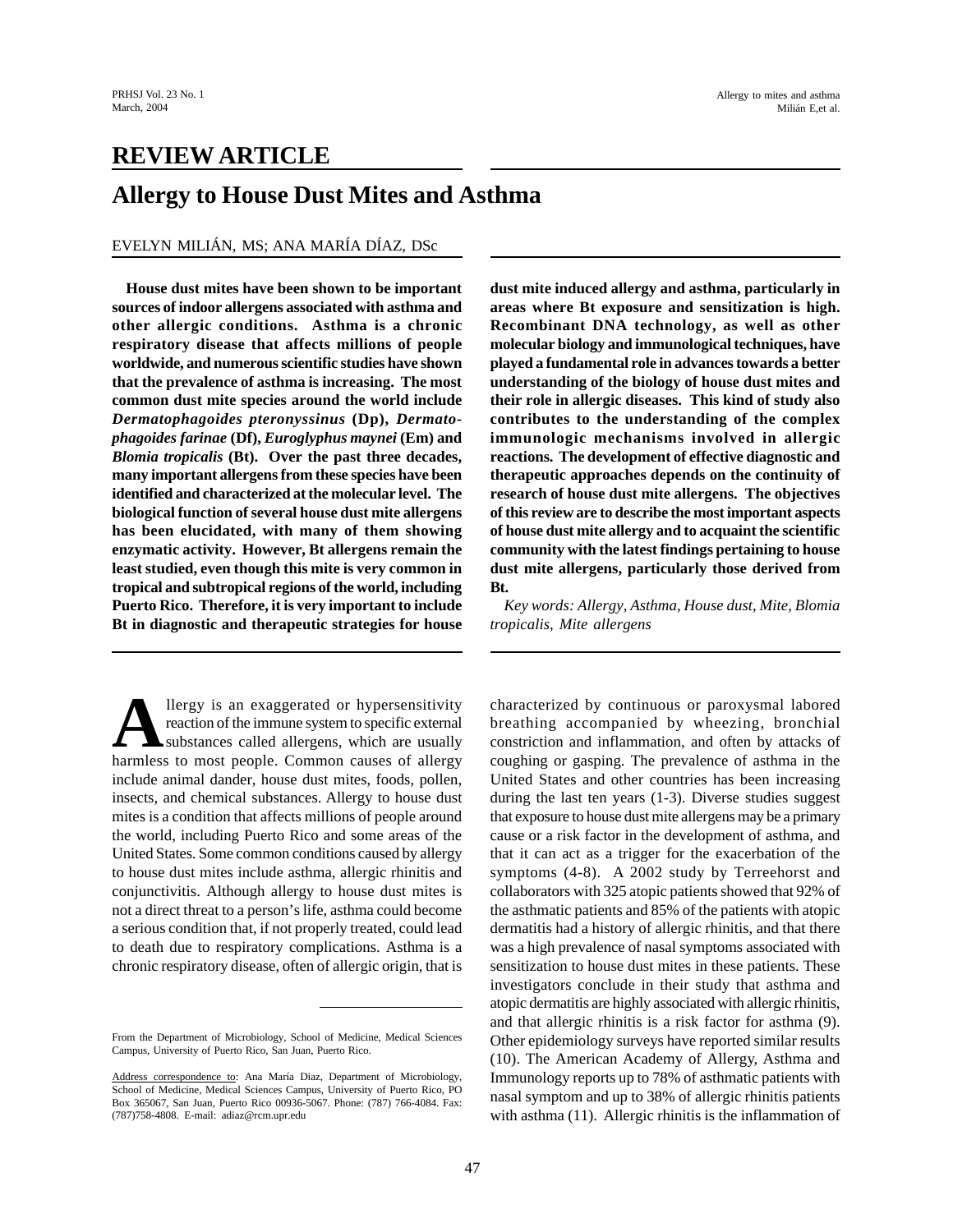# REVIEW ARTICLE

# Allergy to House Dust Mites and Asthma

EVELYN MILIÁN, MS; ANA MARÍA DÍAZ, DSc

**House dust mites have been shown to be important sources of indoor allergens associated with asthma and other allergic conditions. Asthma is a chronic respiratory disease that affects millions of people worldwide, and numerous scientific studies have shown that the prevalence of asthma is increasing. The most common dust mite species around the world include *Dermatophagoides pteronyssinus* (Dp), *Dermatophagoides farinae* (Df), *Euroglyphus maynei* (Em) and *Blomia tropicalis* (Bt). Over the past three decades, many important allergens from these species have been identified and characterized at the molecular level. The biological function of several house dust mite allergens has been elucidated, with many of them showing enzymatic activity. However, Bt allergens remain the least studied, even though this mite is very common in tropical and subtropical regions of the world, including Puerto Rico. Therefore, it is very important to include Bt in diagnostic and therapeutic strategies for house dust mite induced allergy and asthma, particularly in areas where Bt exposure and sensitization is high. Recombinant DNA technology, as well as other molecular biology and immunological techniques, have played a fundamental role in advances towards a better understanding of the biology of house dust mites and their role in allergic diseases. This kind of study also contributes to the understanding of the complex immunologic mechanisms involved in allergic reactions. The development of effective diagnostic and therapeutic approaches depends on the continuity of research of house dust mite allergens. The objectives of this review are to describe the most important aspects of house dust mite allergy and to acquaint the scientific community with the latest findings pertaining to house dust mite allergens, particularly those derived from Bt.**

*Key words: Allergy, Asthma, House dust, Mite, Blomia tropicalis, Mite allergens*

Allergy is an exaggerated or hypersensitivity reaction of the immune system to specific external substances called allergens, which are usually harmless to most people. Common causes of allergy include animal dander, house dust mites, foods, pollen, insects, and chemical substances. Allergy to house dust mites is a condition that affects millions of people around the world, including Puerto Rico and some areas of the United States. Some common conditions caused by allergy to house dust mites include asthma, allergic rhinitis and conjunctivitis. Although allergy to house dust mites is not a direct threat to a person's life, asthma could become a serious condition that, if not properly treated, could lead to death due to respiratory complications. Asthma is a chronic respiratory disease, often of allergic origin, that is characterized by continuous or paroxysmal labored breathing accompanied by wheezing, bronchial constriction and inflammation, and often by attacks of coughing or gasping. The prevalence of asthma in the United States and other countries has been increasing during the last ten years (1-3). Diverse studies suggest that exposure to house dust mite allergens may be a primary cause or a risk factor in the development of asthma, and that it can act as a trigger for the exacerbation of the symptoms (4-8). A 2002 study by Terreehorst and collaborators with 325 atopic patients showed that 92% of the asthmatic patients and 85% of the patients with atopic dermatitis had a history of allergic rhinitis, and that there was a high prevalence of nasal symptoms associated with sensitization to house dust mites in these patients. These investigators conclude in their study that asthma and atopic dermatitis are highly associated with allergic rhinitis, and that allergic rhinitis is a risk factor for asthma (9). Other epidemiology surveys have reported similar results (10). The American Academy of Allergy, Asthma and Immunology reports up to 78% of asthmatic patients with nasal symptom and up to 38% of allergic rhinitis patients with asthma (11). Allergic rhinitis is the inflammation of

From the Department of Microbiology, School of Medicine, Medical Sciences Campus, University of Puerto Rico, San Juan, Puerto Rico.

Address correspondence to: Ana María Diaz, Department of Microbiology, School of Medicine, Medical Sciences Campus, University of Puerto Rico, PO Box 365067, San Juan, Puerto Rico 00936-5067. Phone: (787) 766-4084. Fax: (787)758-4808. E-mail: adiaz@rcm.upr.edu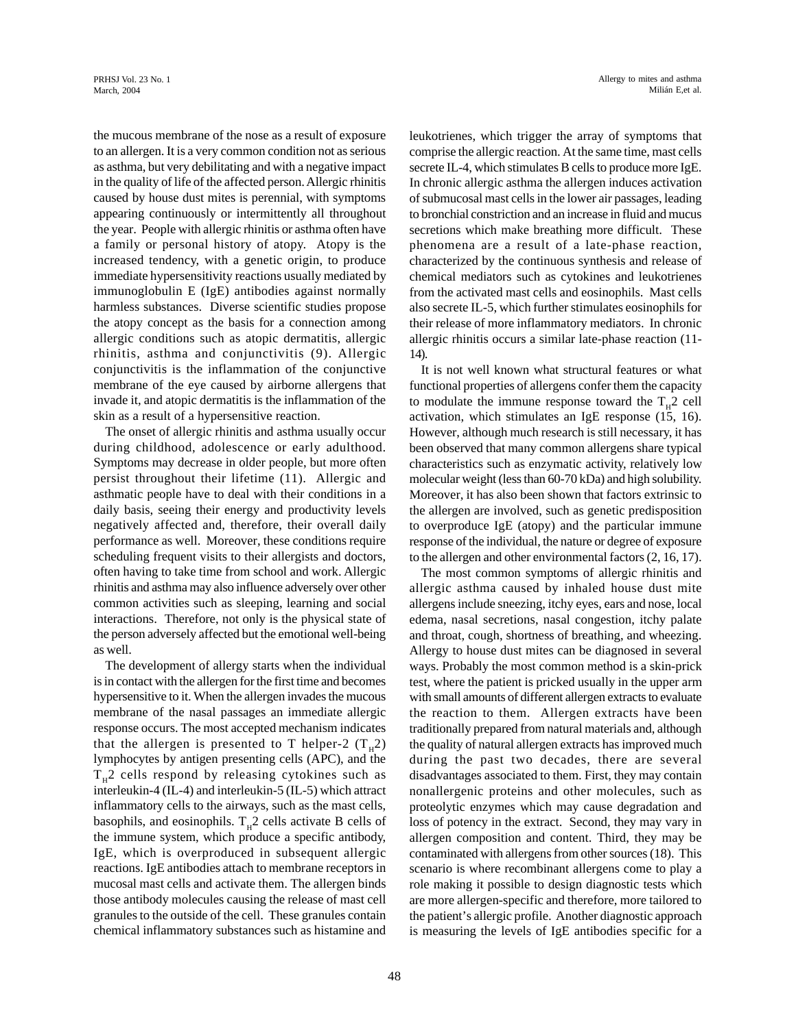the mucous membrane of the nose as a result of exposure to an allergen. It is a very common condition not as serious as asthma, but very debilitating and with a negative impact in the quality of life of the affected person. Allergic rhinitis caused by house dust mites is perennial, with symptoms appearing continuously or intermittently all throughout the year. People with allergic rhinitis or asthma often have a family or personal history of atopy. Atopy is the increased tendency, with a genetic origin, to produce immediate hypersensitivity reactions usually mediated by immunoglobulin E (IgE) antibodies against normally harmless substances. Diverse scientific studies propose the atopy concept as the basis for a connection among allergic conditions such as atopic dermatitis, allergic rhinitis, asthma and conjunctivitis (9). Allergic conjunctivitis is the inflammation of the conjunctive membrane of the eye caused by airborne allergens that invade it, and atopic dermatitis is the inflammation of the skin as a result of a hypersensitive reaction.

The onset of allergic rhinitis and asthma usually occur during childhood, adolescence or early adulthood. Symptoms may decrease in older people, but more often persist throughout their lifetime (11). Allergic and asthmatic people have to deal with their conditions in a daily basis, seeing their energy and productivity levels negatively affected and, therefore, their overall daily performance as well. Moreover, these conditions require scheduling frequent visits to their allergists and doctors, often having to take time from school and work. Allergic rhinitis and asthma may also influence adversely over other common activities such as sleeping, learning and social interactions. Therefore, not only is the physical state of the person adversely affected but the emotional well-being as well.

The development of allergy starts when the individual is in contact with the allergen for the first time and becomes hypersensitive to it. When the allergen invades the mucous membrane of the nasal passages an immediate allergic response occurs. The most accepted mechanism indicates that the allergen is presented to T helper-2 ($T_H2$) lymphocytes by antigen presenting cells (APC), and the $T_H2$ cells respond by releasing cytokines such as interleukin-4 (IL-4) and interleukin-5 (IL-5) which attract inflammatory cells to the airways, such as the mast cells, basophils, and eosinophils. $T_H2$ cells activate B cells of the immune system, which produce a specific antibody, IgE, which is overproduced in subsequent allergic reactions. IgE antibodies attach to membrane receptors in mucosal mast cells and activate them. The allergen binds those antibody molecules causing the release of mast cell granules to the outside of the cell. These granules contain chemical inflammatory substances such as histamine and leukotrienes, which trigger the array of symptoms that comprise the allergic reaction. At the same time, mast cells secrete IL-4, which stimulates B cells to produce more IgE. In chronic allergic asthma the allergen induces activation of submucosal mast cells in the lower air passages, leading to bronchial constriction and an increase in fluid and mucus secretions which make breathing more difficult. These phenomena are a result of a late-phase reaction, characterized by the continuous synthesis and release of chemical mediators such as cytokines and leukotrienes from the activated mast cells and eosinophils. Mast cells also secrete IL-5, which further stimulates eosinophils for their release of more inflammatory mediators. In chronic allergic rhinitis occurs a similar late-phase reaction (11-14).

It is not well known what structural features or what functional properties of allergens confer them the capacity to modulate the immune response toward the $T_H2$ cell activation, which stimulates an IgE response (15, 16). However, although much research is still necessary, it has been observed that many common allergens share typical characteristics such as enzymatic activity, relatively low molecular weight (less than 60-70 kDa) and high solubility. Moreover, it has also been shown that factors extrinsic to the allergen are involved, such as genetic predisposition to overproduce IgE (atopy) and the particular immune response of the individual, the nature or degree of exposure to the allergen and other environmental factors (2, 16, 17).

The most common symptoms of allergic rhinitis and allergic asthma caused by inhaled house dust mite allergens include sneezing, itchy eyes, ears and nose, local edema, nasal secretions, nasal congestion, itchy palate and throat, cough, shortness of breathing, and wheezing. Allergy to house dust mites can be diagnosed in several ways. Probably the most common method is a skin-prick test, where the patient is pricked usually in the upper arm with small amounts of different allergen extracts to evaluate the reaction to them. Allergen extracts have been traditionally prepared from natural materials and, although the quality of natural allergen extracts has improved much during the past two decades, there are several disadvantages associated to them. First, they may contain nonallergenic proteins and other molecules, such as proteolytic enzymes which may cause degradation and loss of potency in the extract. Second, they may vary in allergen composition and content. Third, they may be contaminated with allergens from other sources (18). This scenario is where recombinant allergens come to play a role making it possible to design diagnostic tests which are more allergen-specific and therefore, more tailored to the patient's allergic profile. Another diagnostic approach is measuring the levels of IgE antibodies specific for a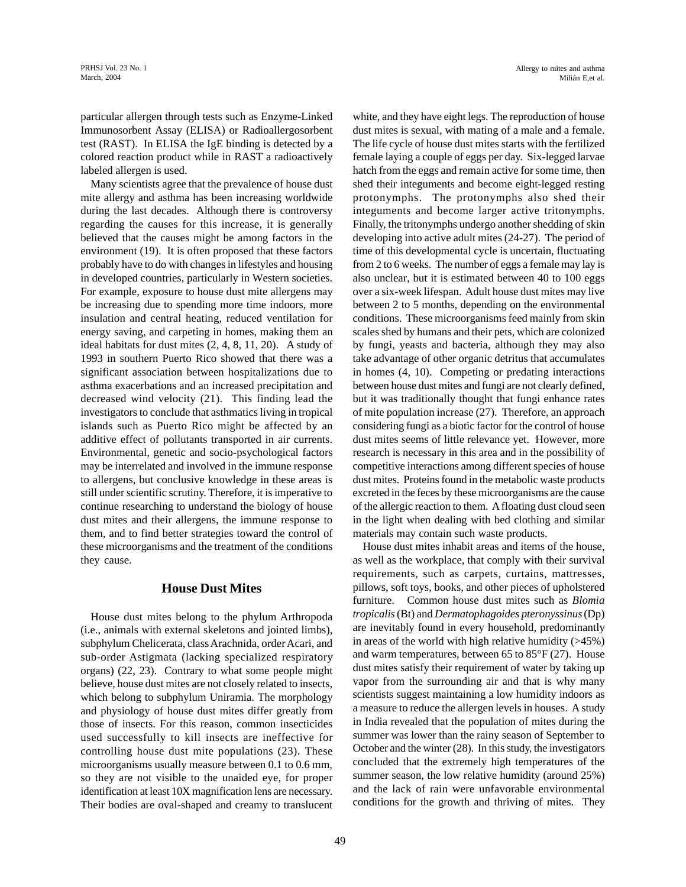particular allergen through tests such as Enzyme-Linked Immunosorbent Assay (ELISA) or Radioallergosorbent test (RAST). In ELISA the IgE binding is detected by a colored reaction product while in RAST a radioactively labeled allergen is used.

Many scientists agree that the prevalence of house dust mite allergy and asthma has been increasing worldwide during the last decades. Although there is controversy regarding the causes for this increase, it is generally believed that the causes might be among factors in the environment (19). It is often proposed that these factors probably have to do with changes in lifestyles and housing in developed countries, particularly in Western societies. For example, exposure to house dust mite allergens may be increasing due to spending more time indoors, more insulation and central heating, reduced ventilation for energy saving, and carpeting in homes, making them an ideal habitats for dust mites (2, 4, 8, 11, 20). A study of 1993 in southern Puerto Rico showed that there was a significant association between hospitalizations due to asthma exacerbations and an increased precipitation and decreased wind velocity (21). This finding lead the investigators to conclude that asthmatics living in tropical islands such as Puerto Rico might be affected by an additive effect of pollutants transported in air currents. Environmental, genetic and socio-psychological factors may be interrelated and involved in the immune response to allergens, but conclusive knowledge in these areas is still under scientific scrutiny. Therefore, it is imperative to continue researching to understand the biology of house dust mites and their allergens, the immune response to them, and to find better strategies toward the control of these microorganisms and the treatment of the conditions they cause.

## House Dust Mites

House dust mites belong to the phylum Arthropoda (i.e., animals with external skeletons and jointed limbs), subphylum Chelicerata, class Arachnida, order Acari, and sub-order Astigmata (lacking specialized respiratory organs) (22, 23). Contrary to what some people might believe, house dust mites are not closely related to insects, which belong to subphylum Uniramia. The morphology and physiology of house dust mites differ greatly from those of insects. For this reason, common insecticides used successfully to kill insects are ineffective for controlling house dust mite populations (23). These microorganisms usually measure between 0.1 to 0.6 mm, so they are not visible to the unaided eye, for proper identification at least 10X magnification lens are necessary. Their bodies are oval-shaped and creamy to translucent white, and they have eight legs. The reproduction of house dust mites is sexual, with mating of a male and a female. The life cycle of house dust mites starts with the fertilized female laying a couple of eggs per day. Six-legged larvae hatch from the eggs and remain active for some time, then shed their integuments and become eight-legged resting protonymphs. The protonymphs also shed their integuments and become larger active tritonymphs. Finally, the tritonymphs undergo another shedding of skin developing into active adult mites (24-27). The period of time of this developmental cycle is uncertain, fluctuating from 2 to 6 weeks. The number of eggs a female may lay is also unclear, but it is estimated between 40 to 100 eggs over a six-week lifespan. Adult house dust mites may live between 2 to 5 months, depending on the environmental conditions. These microorganisms feed mainly from skin scales shed by humans and their pets, which are colonized by fungi, yeasts and bacteria, although they may also take advantage of other organic detritus that accumulates in homes (4, 10). Competing or predating interactions between house dust mites and fungi are not clearly defined, but it was traditionally thought that fungi enhance rates of mite population increase (27). Therefore, an approach considering fungi as a biotic factor for the control of house dust mites seems of little relevance yet. However, more research is necessary in this area and in the possibility of competitive interactions among different species of house dust mites. Proteins found in the metabolic waste products excreted in the feces by these microorganisms are the cause of the allergic reaction to them. A floating dust cloud seen in the light when dealing with bed clothing and similar materials may contain such waste products.

House dust mites inhabit areas and items of the house, as well as the workplace, that comply with their survival requirements, such as carpets, curtains, mattresses, pillows, soft toys, books, and other pieces of upholstered furniture. Common house dust mites such as *Blomia tropicalis* (Bt) and *Dermatophagoides pteronyssinus* (Dp) are inevitably found in every household, predominantly in areas of the world with high relative humidity (>45%) and warm temperatures, between 65 to 85°F (27). House dust mites satisfy their requirement of water by taking up vapor from the surrounding air and that is why many scientists suggest maintaining a low humidity indoors as a measure to reduce the allergen levels in houses. A study in India revealed that the population of mites during the summer was lower than the rainy season of September to October and the winter (28). In this study, the investigators concluded that the extremely high temperatures of the summer season, the low relative humidity (around 25%) and the lack of rain were unfavorable environmental conditions for the growth and thriving of mites. They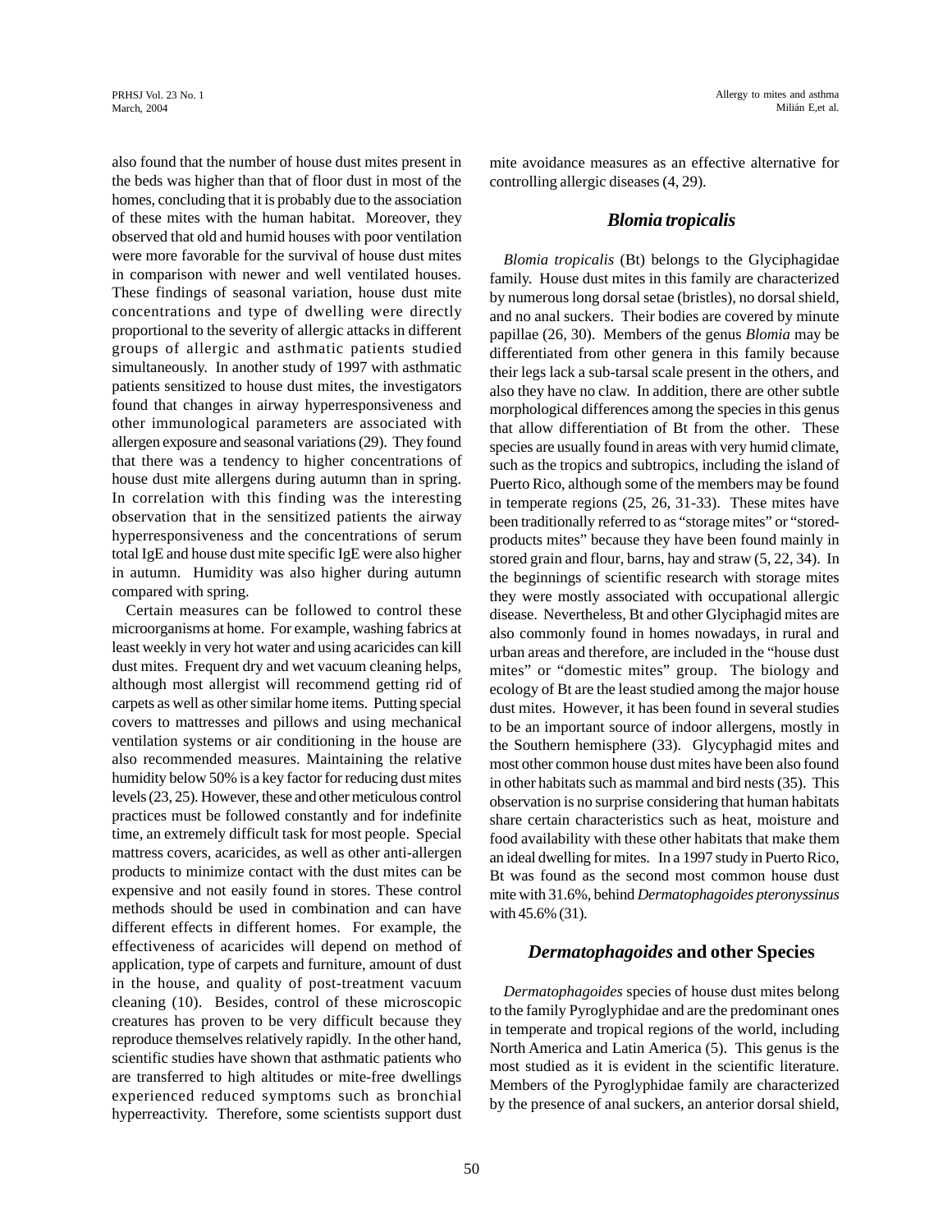also found that the number of house dust mites present in the beds was higher than that of floor dust in most of the homes, concluding that it is probably due to the association of these mites with the human habitat. Moreover, they observed that old and humid houses with poor ventilation were more favorable for the survival of house dust mites in comparison with newer and well ventilated houses. These findings of seasonal variation, house dust mite concentrations and type of dwelling were directly proportional to the severity of allergic attacks in different groups of allergic and asthmatic patients studied simultaneously. In another study of 1997 with asthmatic patients sensitized to house dust mites, the investigators found that changes in airway hyperresponsiveness and other immunological parameters are associated with allergen exposure and seasonal variations (29). They found that there was a tendency to higher concentrations of house dust mite allergens during autumn than in spring. In correlation with this finding was the interesting observation that in the sensitized patients the airway hyperresponsiveness and the concentrations of serum total IgE and house dust mite specific IgE were also higher in autumn. Humidity was also higher during autumn compared with spring.

Certain measures can be followed to control these microorganisms at home. For example, washing fabrics at least weekly in very hot water and using acaricides can kill dust mites. Frequent dry and wet vacuum cleaning helps, although most allergist will recommend getting rid of carpets as well as other similar home items. Putting special covers to mattresses and pillows and using mechanical ventilation systems or air conditioning in the house are also recommended measures. Maintaining the relative humidity below 50% is a key factor for reducing dust mites levels (23, 25). However, these and other meticulous control practices must be followed constantly and for indefinite time, an extremely difficult task for most people. Special mattress covers, acaricides, as well as other anti-allergen products to minimize contact with the dust mites can be expensive and not easily found in stores. These control methods should be used in combination and can have different effects in different homes. For example, the effectiveness of acaricides will depend on method of application, type of carpets and furniture, amount of dust in the house, and quality of post-treatment vacuum cleaning (10). Besides, control of these microscopic creatures has proven to be very difficult because they reproduce themselves relatively rapidly. In the other hand, scientific studies have shown that asthmatic patients who are transferred to high altitudes or mite-free dwellings experienced reduced symptoms such as bronchial hyperreactivity. Therefore, some scientists support dust mite avoidance measures as an effective alternative for controlling allergic diseases (4, 29).

## *Blomia tropicalis*

*Blomia tropicalis* (Bt) belongs to the Glyciphagidae family. House dust mites in this family are characterized by numerous long dorsal setae (bristles), no dorsal shield, and no anal suckers. Their bodies are covered by minute papillae (26, 30). Members of the genus *Blomia* may be differentiated from other genera in this family because their legs lack a sub-tarsal scale present in the others, and also they have no claw. In addition, there are other subtle morphological differences among the species in this genus that allow differentiation of Bt from the other. These species are usually found in areas with very humid climate, such as the tropics and subtropics, including the island of Puerto Rico, although some of the members may be found in temperate regions (25, 26, 31-33). These mites have been traditionally referred to as "storage mites" or "stored-products mites" because they have been found mainly in stored grain and flour, barns, hay and straw (5, 22, 34). In the beginnings of scientific research with storage mites they were mostly associated with occupational allergic disease. Nevertheless, Bt and other Glyciphagid mites are also commonly found in homes nowadays, in rural and urban areas and therefore, are included in the "house dust mites" or "domestic mites" group. The biology and ecology of Bt are the least studied among the major house dust mites. However, it has been found in several studies to be an important source of indoor allergens, mostly in the Southern hemisphere (33). Glycyphagid mites and most other common house dust mites have been also found in other habitats such as mammal and bird nests (35). This observation is no surprise considering that human habitats share certain characteristics such as heat, moisture and food availability with these other habitats that make them an ideal dwelling for mites. In a 1997 study in Puerto Rico, Bt was found as the second most common house dust mite with 31.6%, behind *Dermatophagoides pteronyssinus* with 45.6% (31).

## *Dermatophagoides* and other Species

*Dermatophagoides* species of house dust mites belong to the family Pyroglyphidae and are the predominant ones in temperate and tropical regions of the world, including North America and Latin America (5). This genus is the most studied as it is evident in the scientific literature. Members of the Pyroglyphidae family are characterized by the presence of anal suckers, an anterior dorsal shield,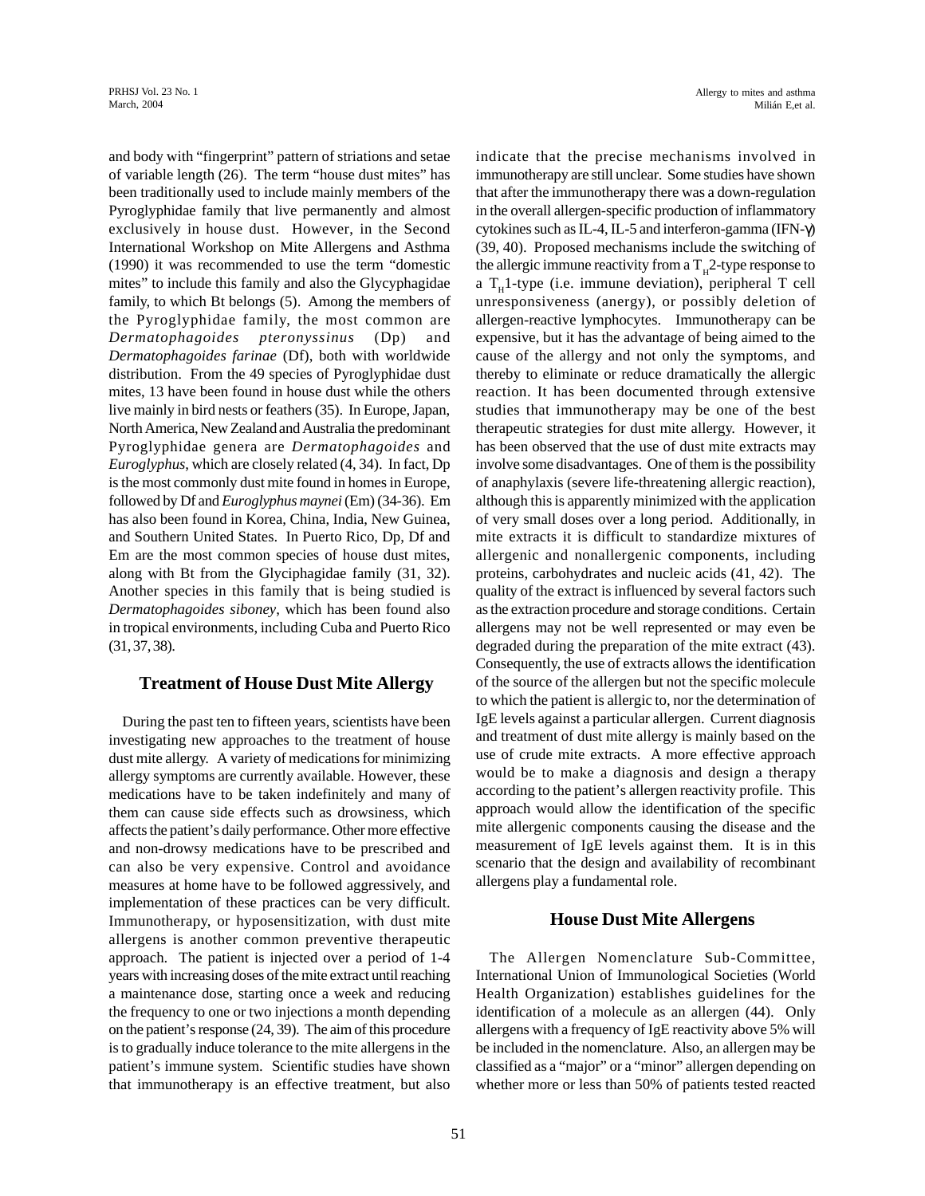and body with "fingerprint" pattern of striations and setae of variable length (26). The term "house dust mites" has been traditionally used to include mainly members of the Pyroglyphidae family that live permanently and almost exclusively in house dust. However, in the Second International Workshop on Mite Allergens and Asthma (1990) it was recommended to use the term "domestic mites" to include this family and also the Glycyphagidae family, to which Bt belongs (5). Among the members of the Pyroglyphidae family, the most common are *Dermatophagoides pteronyssinus* (Dp) and *Dermatophagoides farinae* (Df), both with worldwide distribution. From the 49 species of Pyroglyphidae dust mites, 13 have been found in house dust while the others live mainly in bird nests or feathers (35). In Europe, Japan, North America, New Zealand and Australia the predominant Pyroglyphidae genera are *Dermatophagoides* and *Euroglyphus*, which are closely related (4, 34). In fact, Dp is the most commonly dust mite found in homes in Europe, followed by Df and *Euroglyphus maynei* (Em) (34-36). Em has also been found in Korea, China, India, New Guinea, and Southern United States. In Puerto Rico, Dp, Df and Em are the most common species of house dust mites, along with Bt from the Glyciphagidae family (31, 32). Another species in this family that is being studied is *Dermatophagoides siboney*, which has been found also in tropical environments, including Cuba and Puerto Rico (31, 37, 38).

## Treatment of House Dust Mite Allergy

During the past ten to fifteen years, scientists have been investigating new approaches to the treatment of house dust mite allergy. A variety of medications for minimizing allergy symptoms are currently available. However, these medications have to be taken indefinitely and many of them can cause side effects such as drowsiness, which affects the patient's daily performance. Other more effective and non-drowsy medications have to be prescribed and can also be very expensive. Control and avoidance measures at home have to be followed aggressively, and implementation of these practices can be very difficult. Immunotherapy, or hyposensitization, with dust mite allergens is another common preventive therapeutic approach. The patient is injected over a period of 1-4 years with increasing doses of the mite extract until reaching a maintenance dose, starting once a week and reducing the frequency to one or two injections a month depending on the patient's response (24, 39). The aim of this procedure is to gradually induce tolerance to the mite allergens in the patient's immune system. Scientific studies have shown that immunotherapy is an effective treatment, but also indicate that the precise mechanisms involved in immunotherapy are still unclear. Some studies have shown that after the immunotherapy there was a down-regulation in the overall allergen-specific production of inflammatory cytokines such as IL-4, IL-5 and interferon-gamma (IFN-$\gamma$) (39, 40). Proposed mechanisms include the switching of the allergic immune reactivity from a $T_H2$-type response to a $T_H1$-type (i.e. immune deviation), peripheral T cell unresponsiveness (anergy), or possibly deletion of allergen-reactive lymphocytes. Immunotherapy can be expensive, but it has the advantage of being aimed to the cause of the allergy and not only the symptoms, and thereby to eliminate or reduce dramatically the allergic reaction. It has been documented through extensive studies that immunotherapy may be one of the best therapeutic strategies for dust mite allergy. However, it has been observed that the use of dust mite extracts may involve some disadvantages. One of them is the possibility of anaphylaxis (severe life-threatening allergic reaction), although this is apparently minimized with the application of very small doses over a long period. Additionally, in mite extracts it is difficult to standardize mixtures of allergenic and nonallergenic components, including proteins, carbohydrates and nucleic acids (41, 42). The quality of the extract is influenced by several factors such as the extraction procedure and storage conditions. Certain allergens may not be well represented or may even be degraded during the preparation of the mite extract (43). Consequently, the use of extracts allows the identification of the source of the allergen but not the specific molecule to which the patient is allergic to, nor the determination of IgE levels against a particular allergen. Current diagnosis and treatment of dust mite allergy is mainly based on the use of crude mite extracts. A more effective approach would be to make a diagnosis and design a therapy according to the patient's allergen reactivity profile. This approach would allow the identification of the specific mite allergenic components causing the disease and the measurement of IgE levels against them. It is in this scenario that the design and availability of recombinant allergens play a fundamental role.

## House Dust Mite Allergens

The Allergen Nomenclature Sub-Committee, International Union of Immunological Societies (World Health Organization) establishes guidelines for the identification of a molecule as an allergen (44). Only allergens with a frequency of IgE reactivity above 5% will be included in the nomenclature. Also, an allergen may be classified as a "major" or a "minor" allergen depending on whether more or less than 50% of patients tested reacted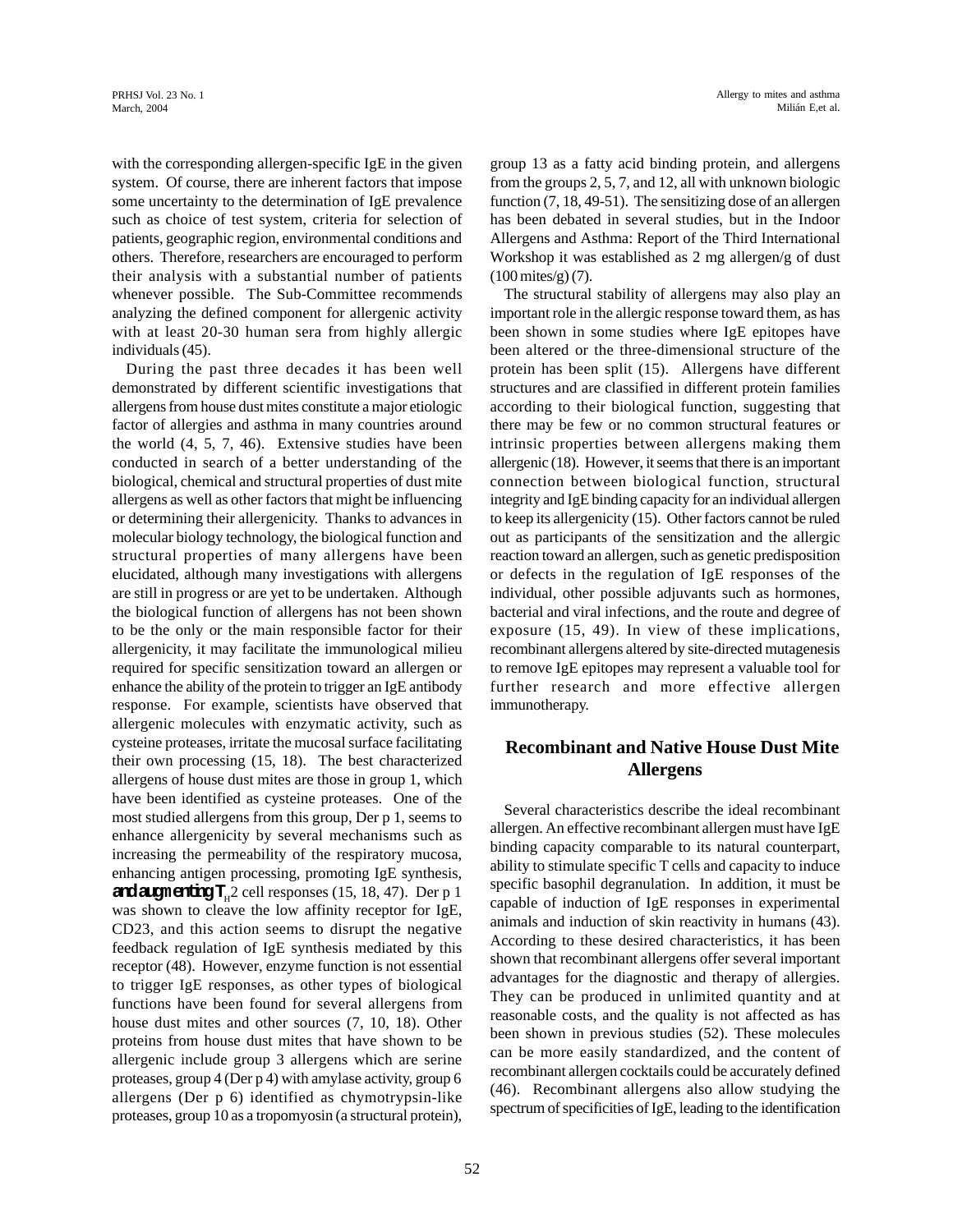with the corresponding allergen-specific IgE in the given system. Of course, there are inherent factors that impose some uncertainty to the determination of IgE prevalence such as choice of test system, criteria for selection of patients, geographic region, environmental conditions and others. Therefore, researchers are encouraged to perform their analysis with a substantial number of patients whenever possible. The Sub-Committee recommends analyzing the defined component for allergenic activity with at least 20-30 human sera from highly allergic individuals (45).

During the past three decades it has been well demonstrated by different scientific investigations that allergens from house dust mites constitute a major etiologic factor of allergies and asthma in many countries around the world (4, 5, 7, 46). Extensive studies have been conducted in search of a better understanding of the biological, chemical and structural properties of dust mite allergens as well as other factors that might be influencing or determining their allergenicity. Thanks to advances in molecular biology technology, the biological function and structural properties of many allergens have been elucidated, although many investigations with allergens are still in progress or are yet to be undertaken. Although the biological function of allergens has not been shown to be the only or the main responsible factor for their allergenicity, it may facilitate the immunological milieu required for specific sensitization toward an allergen or enhance the ability of the protein to trigger an IgE antibody response. For example, scientists have observed that allergenic molecules with enzymatic activity, such as cysteine proteases, irritate the mucosal surface facilitating their own processing (15, 18). The best characterized allergens of house dust mites are those in group 1, which have been identified as cysteine proteases. One of the most studied allergens from this group, Der p 1, seems to enhance allergenicity by several mechanisms such as increasing the permeability of the respiratory mucosa, enhancing antigen processing, promoting IgE synthesis, **and augmenting** $T_H2$ cell responses (15, 18, 47). Der p 1 was shown to cleave the low affinity receptor for IgE, CD23, and this action seems to disrupt the negative feedback regulation of IgE synthesis mediated by this receptor (48). However, enzyme function is not essential to trigger IgE responses, as other types of biological functions have been found for several allergens from house dust mites and other sources (7, 10, 18). Other proteins from house dust mites that have shown to be allergenic include group 3 allergens which are serine proteases, group 4 (Der p 4) with amylase activity, group 6 allergens (Der p 6) identified as chymotrypsin-like proteases, group 10 as a tropomyosin (a structural protein), group 13 as a fatty acid binding protein, and allergens from the groups 2, 5, 7, and 12, all with unknown biologic function (7, 18, 49-51). The sensitizing dose of an allergen has been debated in several studies, but in the Indoor Allergens and Asthma: Report of the Third International Workshop it was established as 2 mg allergen/g of dust (100 mites/g) (7).

The structural stability of allergens may also play an important role in the allergic response toward them, as has been shown in some studies where IgE epitopes have been altered or the three-dimensional structure of the protein has been split (15). Allergens have different structures and are classified in different protein families according to their biological function, suggesting that there may be few or no common structural features or intrinsic properties between allergens making them allergenic (18). However, it seems that there is an important connection between biological function, structural integrity and IgE binding capacity for an individual allergen to keep its allergenicity (15). Other factors cannot be ruled out as participants of the sensitization and the allergic reaction toward an allergen, such as genetic predisposition or defects in the regulation of IgE responses of the individual, other possible adjuvants such as hormones, bacterial and viral infections, and the route and degree of exposure (15, 49). In view of these implications, recombinant allergens altered by site-directed mutagenesis to remove IgE epitopes may represent a valuable tool for further research and more effective allergen immunotherapy.

## Recombinant and Native House Dust Mite Allergens

Several characteristics describe the ideal recombinant allergen. An effective recombinant allergen must have IgE binding capacity comparable to its natural counterpart, ability to stimulate specific T cells and capacity to induce specific basophil degranulation. In addition, it must be capable of induction of IgE responses in experimental animals and induction of skin reactivity in humans (43). According to these desired characteristics, it has been shown that recombinant allergens offer several important advantages for the diagnostic and therapy of allergies. They can be produced in unlimited quantity and at reasonable costs, and the quality is not affected as has been shown in previous studies (52). These molecules can be more easily standardized, and the content of recombinant allergen cocktails could be accurately defined (46). Recombinant allergens also allow studying the spectrum of specificities of IgE, leading to the identification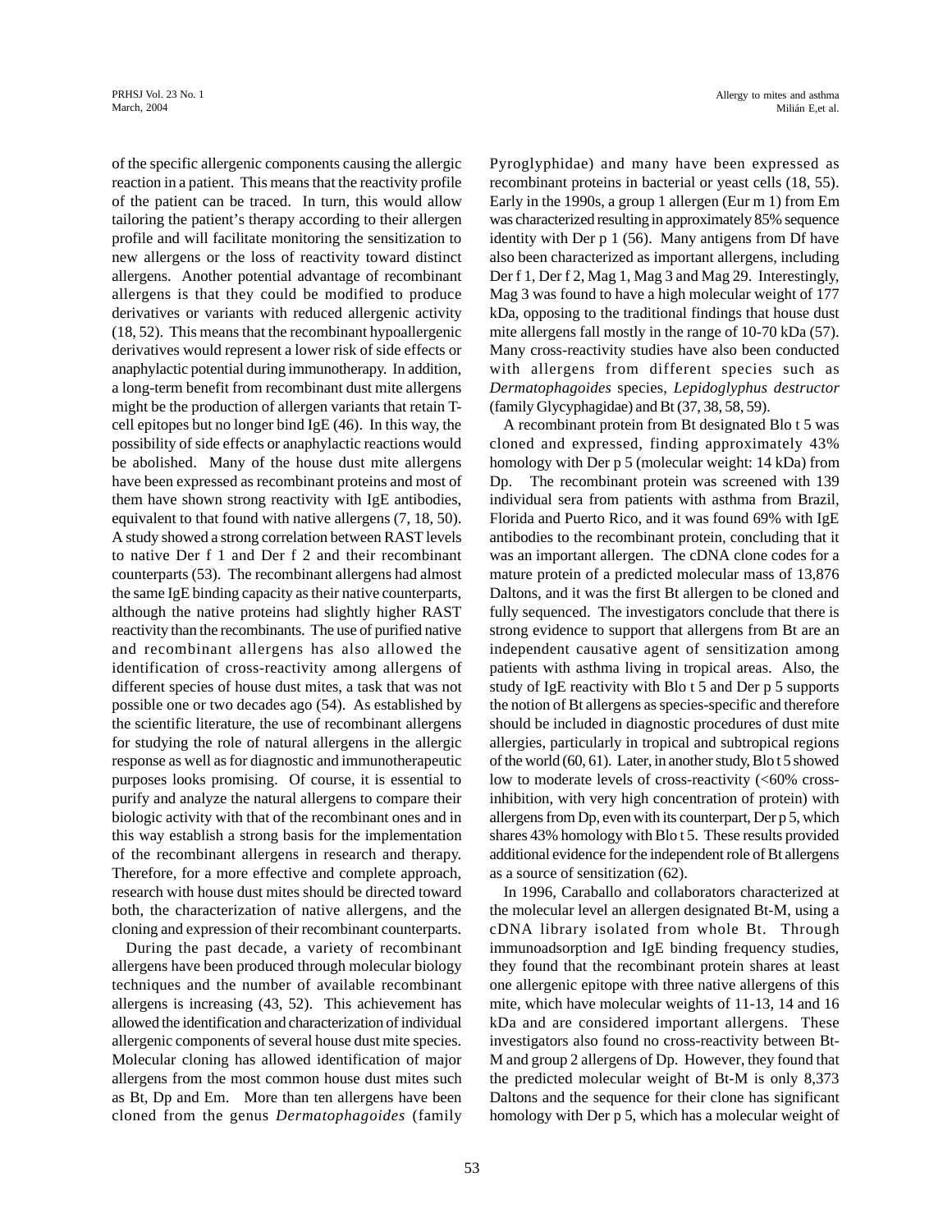of the specific allergenic components causing the allergic reaction in a patient. This means that the reactivity profile of the patient can be traced. In turn, this would allow tailoring the patient's therapy according to their allergen profile and will facilitate monitoring the sensitization to new allergens or the loss of reactivity toward distinct allergens. Another potential advantage of recombinant allergens is that they could be modified to produce derivatives or variants with reduced allergenic activity (18, 52). This means that the recombinant hypoallergenic derivatives would represent a lower risk of side effects or anaphylactic potential during immunotherapy. In addition, a long-term benefit from recombinant dust mite allergens might be the production of allergen variants that retain T-cell epitopes but no longer bind IgE (46). In this way, the possibility of side effects or anaphylactic reactions would be abolished. Many of the house dust mite allergens have been expressed as recombinant proteins and most of them have shown strong reactivity with IgE antibodies, equivalent to that found with native allergens (7, 18, 50). A study showed a strong correlation between RAST levels to native Der f 1 and Der f 2 and their recombinant counterparts (53). The recombinant allergens had almost the same IgE binding capacity as their native counterparts, although the native proteins had slightly higher RAST reactivity than the recombinants. The use of purified native and recombinant allergens has also allowed the identification of cross-reactivity among allergens of different species of house dust mites, a task that was not possible one or two decades ago (54). As established by the scientific literature, the use of recombinant allergens for studying the role of natural allergens in the allergic response as well as for diagnostic and immunotherapeutic purposes looks promising. Of course, it is essential to purify and analyze the natural allergens to compare their biologic activity with that of the recombinant ones and in this way establish a strong basis for the implementation of the recombinant allergens in research and therapy. Therefore, for a more effective and complete approach, research with house dust mites should be directed toward both, the characterization of native allergens, and the cloning and expression of their recombinant counterparts.

During the past decade, a variety of recombinant allergens have been produced through molecular biology techniques and the number of available recombinant allergens is increasing (43, 52). This achievement has allowed the identification and characterization of individual allergenic components of several house dust mite species. Molecular cloning has allowed identification of major allergens from the most common house dust mites such as Bt, Dp and Em. More than ten allergens have been cloned from the genus *Dermatophagoides* (family Pyroglyphidae) and many have been expressed as recombinant proteins in bacterial or yeast cells (18, 55). Early in the 1990s, a group 1 allergen (Eur m 1) from Em was characterized resulting in approximately 85% sequence identity with Der p 1 (56). Many antigens from Df have also been characterized as important allergens, including Der f 1, Der f 2, Mag 1, Mag 3 and Mag 29. Interestingly, Mag 3 was found to have a high molecular weight of 177 kDa, opposing to the traditional findings that house dust mite allergens fall mostly in the range of 10-70 kDa (57). Many cross-reactivity studies have also been conducted with allergens from different species such as *Dermatophagoides* species, *Lepidoglyphus destructor* (family Glycyphagidae) and Bt (37, 38, 58, 59).

A recombinant protein from Bt designated Blo t 5 was cloned and expressed, finding approximately 43% homology with Der p 5 (molecular weight: 14 kDa) from Dp. The recombinant protein was screened with 139 individual sera from patients with asthma from Brazil, Florida and Puerto Rico, and it was found 69% with IgE antibodies to the recombinant protein, concluding that it was an important allergen. The cDNA clone codes for a mature protein of a predicted molecular mass of 13,876 Daltons, and it was the first Bt allergen to be cloned and fully sequenced. The investigators conclude that there is strong evidence to support that allergens from Bt are an independent causative agent of sensitization among patients with asthma living in tropical areas. Also, the study of IgE reactivity with Blo t 5 and Der p 5 supports the notion of Bt allergens as species-specific and therefore should be included in diagnostic procedures of dust mite allergies, particularly in tropical and subtropical regions of the world (60, 61). Later, in another study, Blo t 5 showed low to moderate levels of cross-reactivity (<60% cross-inhibition, with very high concentration of protein) with allergens from Dp, even with its counterpart, Der p 5, which shares 43% homology with Blo t 5. These results provided additional evidence for the independent role of Bt allergens as a source of sensitization (62).

In 1996, Caraballo and collaborators characterized at the molecular level an allergen designated Bt-M, using a cDNA library isolated from whole Bt. Through immunoadsorption and IgE binding frequency studies, they found that the recombinant protein shares at least one allergenic epitope with three native allergens of this mite, which have molecular weights of 11-13, 14 and 16 kDa and are considered important allergens. These investigators also found no cross-reactivity between Bt-M and group 2 allergens of Dp. However, they found that the predicted molecular weight of Bt-M is only 8,373 Daltons and the sequence for their clone has significant homology with Der p 5, which has a molecular weight of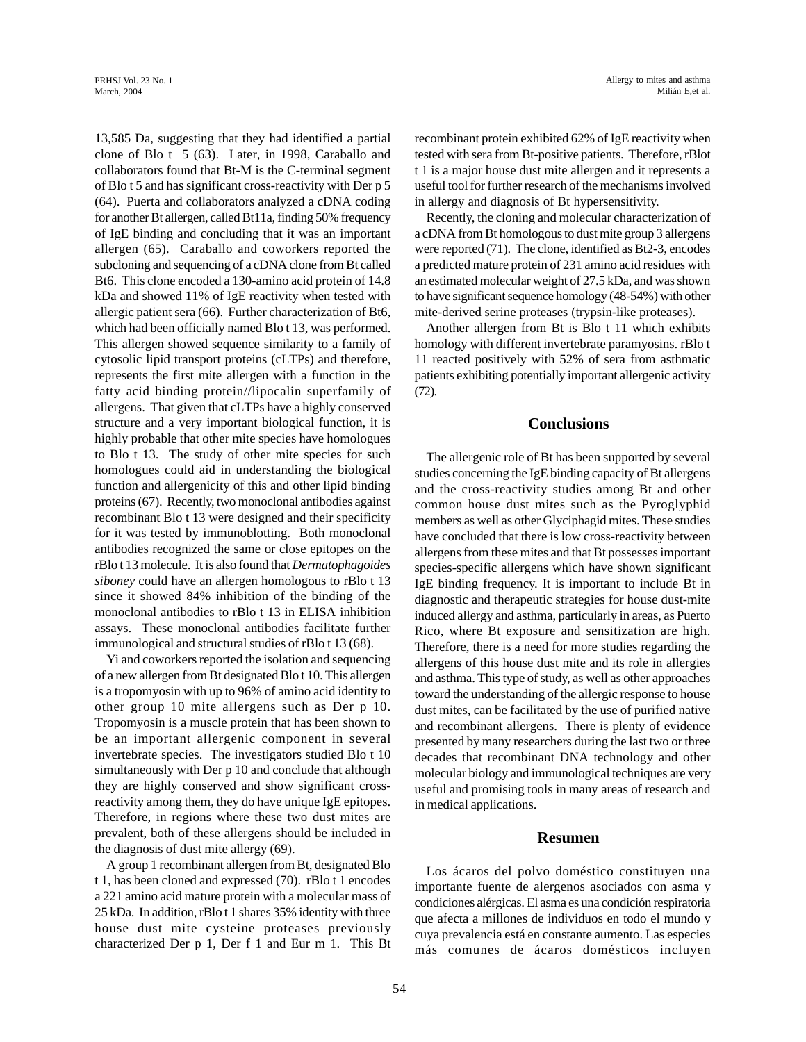13,585 Da, suggesting that they had identified a partial clone of Blo t 5 (63). Later, in 1998, Caraballo and collaborators found that Bt-M is the C-terminal segment of Blo t 5 and has significant cross-reactivity with Der p 5 (64). Puerta and collaborators analyzed a cDNA coding for another Bt allergen, called Bt11a, finding 50% frequency of IgE binding and concluding that it was an important allergen (65). Caraballo and coworkers reported the subcloning and sequencing of a cDNA clone from Bt called Bt6. This clone encoded a 130-amino acid protein of 14.8 kDa and showed 11% of IgE reactivity when tested with allergic patient sera (66). Further characterization of Bt6, which had been officially named Blo t 13, was performed. This allergen showed sequence similarity to a family of cytosolic lipid transport proteins (cLTPs) and therefore, represents the first mite allergen with a function in the fatty acid binding protein//lipocalin superfamily of allergens. That given that cLTPs have a highly conserved structure and a very important biological function, it is highly probable that other mite species have homologues to Blo t 13. The study of other mite species for such homologues could aid in understanding the biological function and allergenicity of this and other lipid binding proteins (67). Recently, two monoclonal antibodies against recombinant Blo t 13 were designed and their specificity for it was tested by immunoblotting. Both monoclonal antibodies recognized the same or close epitopes on the rBlo t 13 molecule. It is also found that *Dermatophagoides siboney* could have an allergen homologous to rBlo t 13 since it showed 84% inhibition of the binding of the monoclonal antibodies to rBlo t 13 in ELISA inhibition assays. These monoclonal antibodies facilitate further immunological and structural studies of rBlo t 13 (68).

Yi and coworkers reported the isolation and sequencing of a new allergen from Bt designated Blo t 10. This allergen is a tropomyosin with up to 96% of amino acid identity to other group 10 mite allergens such as Der p 10. Tropomyosin is a muscle protein that has been shown to be an important allergenic component in several invertebrate species. The investigators studied Blo t 10 simultaneously with Der p 10 and conclude that although they are highly conserved and show significant cross-reactivity among them, they do have unique IgE epitopes. Therefore, in regions where these two dust mites are prevalent, both of these allergens should be included in the diagnosis of dust mite allergy (69).

A group 1 recombinant allergen from Bt, designated Blo t 1, has been cloned and expressed (70). rBlo t 1 encodes a 221 amino acid mature protein with a molecular mass of 25 kDa. In addition, rBlo t 1 shares 35% identity with three house dust mite cysteine proteases previously characterized Der p 1, Der f 1 and Eur m 1. This Bt recombinant protein exhibited 62% of IgE reactivity when tested with sera from Bt-positive patients. Therefore, rBlot t 1 is a major house dust mite allergen and it represents a useful tool for further research of the mechanisms involved in allergy and diagnosis of Bt hypersensitivity.

Recently, the cloning and molecular characterization of a cDNA from Bt homologous to dust mite group 3 allergens were reported (71). The clone, identified as Bt2-3, encodes a predicted mature protein of 231 amino acid residues with an estimated molecular weight of 27.5 kDa, and was shown to have significant sequence homology (48-54%) with other mite-derived serine proteases (trypsin-like proteases).

Another allergen from Bt is Blo t 11 which exhibits homology with different invertebrate paramyosins. rBlo t 11 reacted positively with 52% of sera from asthmatic patients exhibiting potentially important allergenic activity (72).

## Conclusions

The allergenic role of Bt has been supported by several studies concerning the IgE binding capacity of Bt allergens and the cross-reactivity studies among Bt and other common house dust mites such as the Pyroglyphid members as well as other Glyciphagid mites. These studies have concluded that there is low cross-reactivity between allergens from these mites and that Bt possesses important species-specific allergens which have shown significant IgE binding frequency. It is important to include Bt in diagnostic and therapeutic strategies for house dust-mite induced allergy and asthma, particularly in areas, as Puerto Rico, where Bt exposure and sensitization are high. Therefore, there is a need for more studies regarding the allergens of this house dust mite and its role in allergies and asthma. This type of study, as well as other approaches toward the understanding of the allergic response to house dust mites, can be facilitated by the use of purified native and recombinant allergens. There is plenty of evidence presented by many researchers during the last two or three decades that recombinant DNA technology and other molecular biology and immunological techniques are very useful and promising tools in many areas of research and in medical applications.

## Resumen

Los ácaros del polvo doméstico constituyen una importante fuente de alergenos asociados con asma y condiciones alérgicas. El asma es una condición respiratoria que afecta a millones de individuos en todo el mundo y cuya prevalencia está en constante aumento. Las especies más comunes de ácaros domésticos incluyen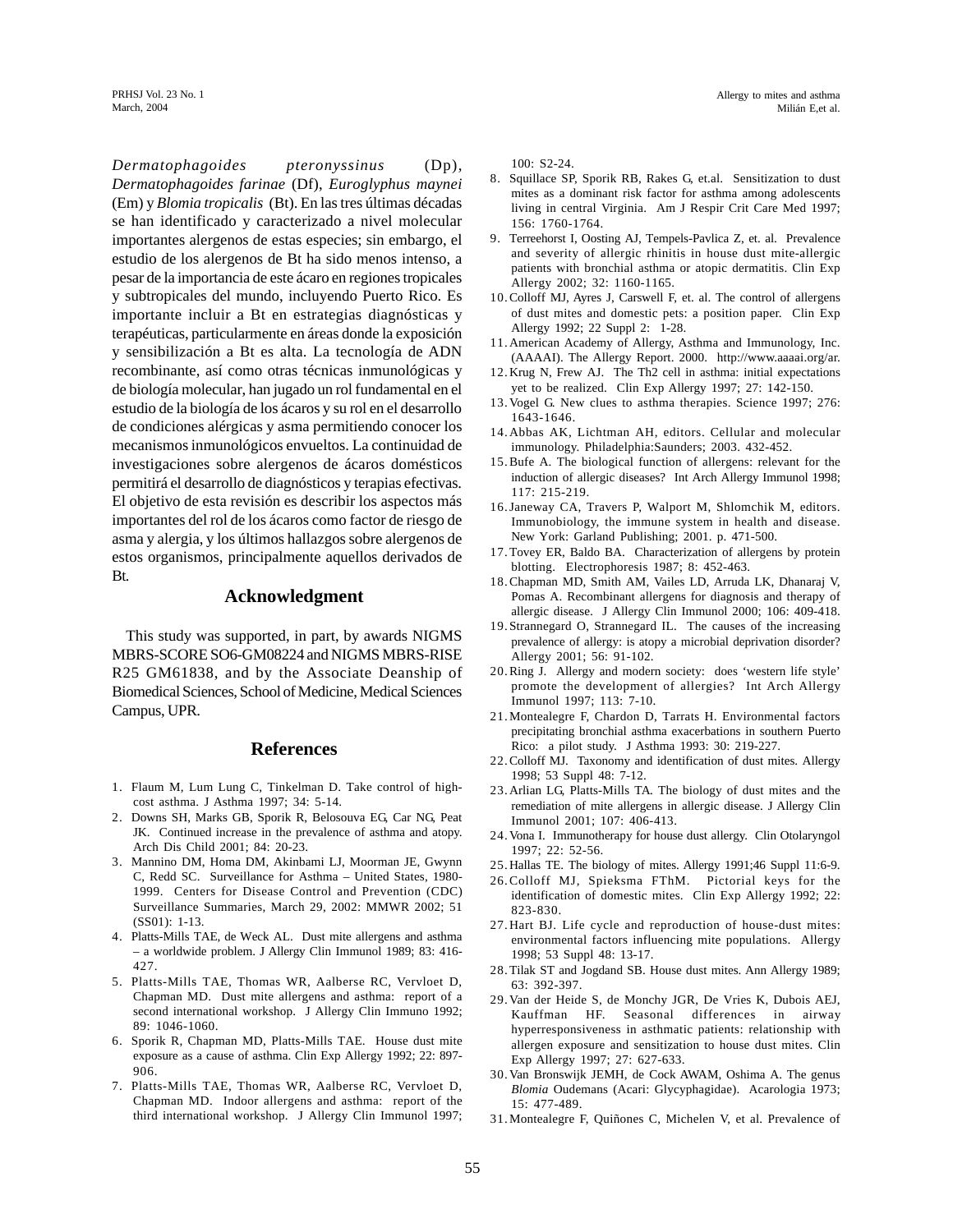*Dermatophagoides pteronyssinus* (Dp), *Dermatophagoides farinae* (Df), *Euroglyphus maynei* (Em) y *Blomia tropicalis* (Bt). En las tres últimas décadas se han identificado y caracterizado a nivel molecular importantes alergenos de estas especies; sin embargo, el estudio de los alergenos de Bt ha sido menos intenso, a pesar de la importancia de este ácaro en regiones tropicales y subtropicales del mundo, incluyendo Puerto Rico. Es importante incluir a Bt en estrategias diagnósticas y terapéuticas, particularmente en áreas donde la exposición y sensibilización a Bt es alta. La tecnología de ADN recombinante, así como otras técnicas inmunológicas y de biología molecular, han jugado un rol fundamental en el estudio de la biología de los ácaros y su rol en el desarrollo de condiciones alérgicas y asma permitiendo conocer los mecanismos inmunológicos envueltos. La continuidad de investigaciones sobre alergenos de ácaros domésticos permitirá el desarrollo de diagnósticos y terapias efectivas. El objetivo de esta revisión es describir los aspectos más importantes del rol de los ácaros como factor de riesgo de asma y alergia, y los últimos hallazgos sobre alergenos de estos organismos, principalmente aquellos derivados de Bt.

## Acknowledgment

This study was supported, in part, by awards NIGMS MBRS-SCORE SO6-GM08224 and NIGMS MBRS-RISE R25 GM61838, and by the Associate Deanship of Biomedical Sciences, School of Medicine, Medical Sciences Campus, UPR.

## References

1. Flaum M, Lum Lung C, Tinkelman D. Take control of high-cost asthma. J Asthma 1997; 34: 5-14.
2. Downs SH, Marks GB, Sporik R, Belosouva EG, Car NG, Peat JK. Continued increase in the prevalence of asthma and atopy. Arch Dis Child 2001; 84: 20-23.
3. Mannino DM, Homa DM, Akinbami LJ, Moorman JE, Gwynn C, Redd SC. Surveillance for Asthma – United States, 1980-1999. Centers for Disease Control and Prevention (CDC) Surveillance Summaries, March 29, 2002: MMWR 2002; 51 (SS01): 1-13.
4. Platts-Mills TAE, de Weck AL. Dust mite allergens and asthma – a worldwide problem. J Allergy Clin Immunol 1989; 83: 416-427.
5. Platts-Mills TAE, Thomas WR, Aalberse RC, Vervloet D, Chapman MD. Dust mite allergens and asthma: report of a second international workshop. J Allergy Clin Immuno 1992; 89: 1046-1060.
6. Sporik R, Chapman MD, Platts-Mills TAE. House dust mite exposure as a cause of asthma. Clin Exp Allergy 1992; 22: 897-906.
7. Platts-Mills TAE, Thomas WR, Aalberse RC, Vervloet D, Chapman MD. Indoor allergens and asthma: report of the third international workshop. J Allergy Clin Immunol 1997; 100: S2-24.
8. Squillace SP, Sporik RB, Rakes G, et.al. Sensitization to dust mites as a dominant risk factor for asthma among adolescents living in central Virginia. Am J Respir Crit Care Med 1997; 156: 1760-1764.
9. Terreehorst I, Oosting AJ, Tempels-Pavlica Z, et. al. Prevalence and severity of allergic rhinitis in house dust mite-allergic patients with bronchial asthma or atopic dermatitis. Clin Exp Allergy 2002; 32: 1160-1165.
10. Colloff MJ, Ayres J, Carswell F, et. al. The control of allergens of dust mites and domestic pets: a position paper. Clin Exp Allergy 1992; 22 Suppl 2: 1-28.
11. American Academy of Allergy, Asthma and Immunology, Inc. (AAAAI). The Allergy Report. 2000. http://www.aaaai.org/ar.
12. Krug N, Frew AJ. The Th2 cell in asthma: initial expectations yet to be realized. Clin Exp Allergy 1997; 27: 142-150.
13. Vogel G. New clues to asthma therapies. Science 1997; 276: 1643-1646.
14. Abbas AK, Lichtman AH, editors. Cellular and molecular immunology. Philadelphia:Saunders; 2003. 432-452.
15. Bufe A. The biological function of allergens: relevant for the induction of allergic diseases? Int Arch Allergy Immunol 1998; 117: 215-219.
16. Janeway CA, Travers P, Walport M, Shlomchik M, editors. Immunobiology, the immune system in health and disease. New York: Garland Publishing; 2001. p. 471-500.
17. Tovey ER, Baldo BA. Characterization of allergens by protein blotting. Electrophoresis 1987; 8: 452-463.
18. Chapman MD, Smith AM, Vailes LD, Arruda LK, Dhanaraj V, Pomas A. Recombinant allergens for diagnosis and therapy of allergic disease. J Allergy Clin Immunol 2000; 106: 409-418.
19. Strannegard O, Strannegard IL. The causes of the increasing prevalence of allergy: is atopy a microbial deprivation disorder? Allergy 2001; 56: 91-102.
20. Ring J. Allergy and modern society: does 'western life style' promote the development of allergies? Int Arch Allergy Immunol 1997; 113: 7-10.
21. Montealegre F, Chardon D, Tarrats H. Environmental factors precipitating bronchial asthma exacerbations in southern Puerto Rico: a pilot study. J Asthma 1993: 30: 219-227.
22. Colloff MJ. Taxonomy and identification of dust mites. Allergy 1998; 53 Suppl 48: 7-12.
23. Arlian LG, Platts-Mills TA. The biology of dust mites and the remediation of mite allergens in allergic disease. J Allergy Clin Immunol 2001; 107: 406-413.
24. Vona I. Immunotherapy for house dust allergy. Clin Otolaryngol 1997; 22: 52-56.
25. Hallas TE. The biology of mites. Allergy 1991;46 Suppl 11:6-9.
26. Colloff MJ, Spieksma FThM. Pictorial keys for the identification of domestic mites. Clin Exp Allergy 1992; 22: 823-830.
27. Hart BJ. Life cycle and reproduction of house-dust mites: environmental factors influencing mite populations. Allergy 1998; 53 Suppl 48: 13-17.
28. Tilak ST and Jogdand SB. House dust mites. Ann Allergy 1989; 63: 392-397.
29. Van der Heide S, de Monchy JGR, De Vries K, Dubois AEJ, Kauffman HF. Seasonal differences in airway hyperresponsiveness in asthmatic patients: relationship with allergen exposure and sensitization to house dust mites. Clin Exp Allergy 1997; 27: 627-633.
30. Van Bronswijk JEMH, de Cock AWAM, Oshima A. The genus *Blomia* Oudemans (Acari: Glycyphagidae). Acarologia 1973; 15: 477-489.
31. Montealegre F, Quiñones C, Michelen V, et al. Prevalence of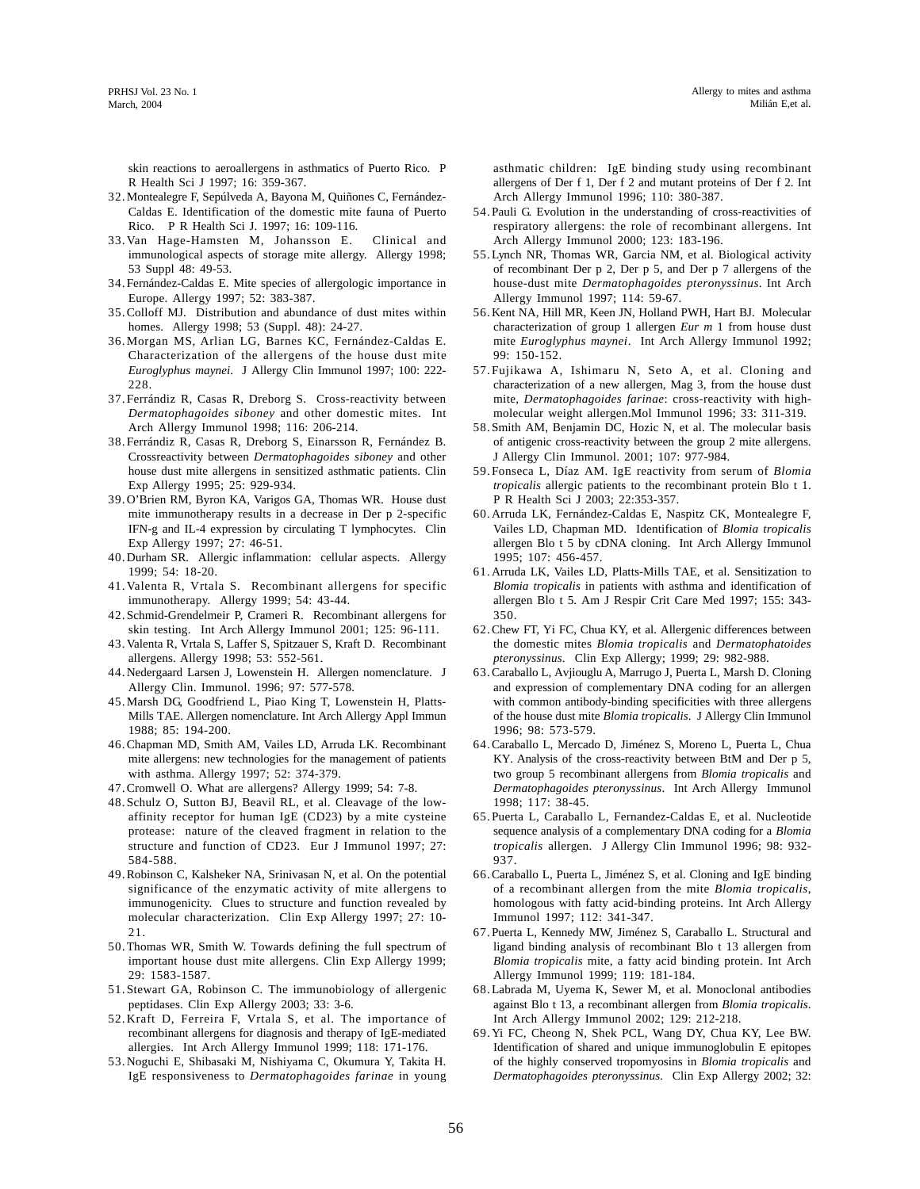skin reactions to aeroallergens in asthmatics of Puerto Rico. P R Health Sci J 1997; 16: 359-367.

32. Montealegre F, Sepúlveda A, Bayona M, Quiñones C, Fernández-Caldas E. Identification of the domestic mite fauna of Puerto Rico. P R Health Sci J. 1997; 16: 109-116.
33. Van Hage-Hamsten M, Johansson E. Clinical and immunological aspects of storage mite allergy. Allergy 1998; 53 Suppl 48: 49-53.
34. Fernández-Caldas E. Mite species of allergologic importance in Europe. Allergy 1997; 52: 383-387.
35. Colloff MJ. Distribution and abundance of dust mites within homes. Allergy 1998; 53 (Suppl. 48): 24-27.
36. Morgan MS, Arlian LG, Barnes KC, Fernández-Caldas E. Characterization of the allergens of the house dust mite *Euroglyphus maynei*. J Allergy Clin Immunol 1997; 100: 222-228.
37. Ferrándiz R, Casas R, Dreborg S. Cross-reactivity between *Dermatophagoides siboney* and other domestic mites. Int Arch Allergy Immunol 1998; 116: 206-214.
38. Ferrándiz R, Casas R, Dreborg S, Einarsson R, Fernández B. Crossreactivity between *Dermatophagoides siboney* and other house dust mite allergens in sensitized asthmatic patients. Clin Exp Allergy 1995; 25: 929-934.
39. O'Brien RM, Byron KA, Varigos GA, Thomas WR. House dust mite immunotherapy results in a decrease in Der p 2-specific IFN-g and IL-4 expression by circulating T lymphocytes. Clin Exp Allergy 1997; 27: 46-51.
40. Durham SR. Allergic inflammation: cellular aspects. Allergy 1999; 54: 18-20.
41. Valenta R, Vrtala S. Recombinant allergens for specific immunotherapy. Allergy 1999; 54: 43-44.
42. Schmid-Grendelmeir P, Crameri R. Recombinant allergens for skin testing. Int Arch Allergy Immunol 2001; 125: 96-111.
43. Valenta R, Vrtala S, Laffer S, Spitzauer S, Kraft D. Recombinant allergens. Allergy 1998; 53: 552-561.
44. Nedergaard Larsen J, Lowenstein H. Allergen nomenclature. J Allergy Clin. Immunol. 1996; 97: 577-578.
45. Marsh DG, Goodfriend L, Piao King T, Lowenstein H, Platts-Mills TAE. Allergen nomenclature. Int Arch Allergy Appl Immun 1988; 85: 194-200.
46. Chapman MD, Smith AM, Vailes LD, Arruda LK. Recombinant mite allergens: new technologies for the management of patients with asthma. Allergy 1997; 52: 374-379.
47. Cromwell O. What are allergens? Allergy 1999; 54: 7-8.
48. Schulz O, Sutton BJ, Beavil RL, et al. Cleavage of the low-affinity receptor for human IgE (CD23) by a mite cysteine protease: nature of the cleaved fragment in relation to the structure and function of CD23. Eur J Immunol 1997; 27: 584-588.
49. Robinson C, Kalsheker NA, Srinivasan N, et al. On the potential significance of the enzymatic activity of mite allergens to immunogenicity. Clues to structure and function revealed by molecular characterization. Clin Exp Allergy 1997; 27: 10-21.
50. Thomas WR, Smith W. Towards defining the full spectrum of important house dust mite allergens. Clin Exp Allergy 1999; 29: 1583-1587.
51. Stewart GA, Robinson C. The immunobiology of allergenic peptidases. Clin Exp Allergy 2003; 33: 3-6.
52. Kraft D, Ferreira F, Vrtala S, et al. The importance of recombinant allergens for diagnosis and therapy of IgE-mediated allergies. Int Arch Allergy Immunol 1999; 118: 171-176.
53. Noguchi E, Shibasaki M, Nishiyama C, Okumura Y, Takita H. IgE responsiveness to *Dermatophagoides farinae* in young asthmatic children: IgE binding study using recombinant allergens of Der f 1, Der f 2 and mutant proteins of Der f 2. Int Arch Allergy Immunol 1996; 110: 380-387.
54. Pauli G. Evolution in the understanding of cross-reactivities of respiratory allergens: the role of recombinant allergens. Int Arch Allergy Immunol 2000; 123: 183-196.
55. Lynch NR, Thomas WR, Garcia NM, et al. Biological activity of recombinant Der p 2, Der p 5, and Der p 7 allergens of the house-dust mite *Dermatophagoides pteronyssinus*. Int Arch Allergy Immunol 1997; 114: 59-67.
56. Kent NA, Hill MR, Keen JN, Holland PWH, Hart BJ. Molecular characterization of group 1 allergen *Eur m* 1 from house dust mite *Euroglyphus maynei*. Int Arch Allergy Immunol 1992; 99: 150-152.
57. Fujikawa A, Ishimaru N, Seto A, et al. Cloning and characterization of a new allergen, Mag 3, from the house dust mite, *Dermatophagoides farinae*: cross-reactivity with high-molecular weight allergen.Mol Immunol 1996; 33: 311-319.
58. Smith AM, Benjamin DC, Hozic N, et al. The molecular basis of antigenic cross-reactivity between the group 2 mite allergens. J Allergy Clin Immunol. 2001; 107: 977-984.
59. Fonseca L, Díaz AM. IgE reactivity from serum of *Blomia tropicalis* allergic patients to the recombinant protein Blo t 1. P R Health Sci J 2003; 22:353-357.
60. Arruda LK, Fernández-Caldas E, Naspitz CK, Montealegre F, Vailes LD, Chapman MD. Identification of *Blomia tropicalis* allergen Blo t 5 by cDNA cloning. Int Arch Allergy Immunol 1995; 107: 456-457.
61. Arruda LK, Vailes LD, Platts-Mills TAE, et al. Sensitization to *Blomia tropicalis* in patients with asthma and identification of allergen Blo t 5. Am J Respir Crit Care Med 1997; 155: 343-350.
62. Chew FT, Yi FC, Chua KY, et al. Allergenic differences between the domestic mites *Blomia tropicalis* and *Dermatophatoides pteronyssinus*. Clin Exp Allergy; 1999; 29: 982-988.
63. Caraballo L, Avjiouglu A, Marrugo J, Puerta L, Marsh D. Cloning and expression of complementary DNA coding for an allergen with common antibody-binding specificities with three allergens of the house dust mite *Blomia tropicalis*. J Allergy Clin Immunol 1996; 98: 573-579.
64. Caraballo L, Mercado D, Jiménez S, Moreno L, Puerta L, Chua KY. Analysis of the cross-reactivity between BtM and Der p 5, two group 5 recombinant allergens from *Blomia tropicalis* and *Dermatophagoides pteronyssinus*. Int Arch Allergy Immunol 1998; 117: 38-45.
65. Puerta L, Caraballo L, Fernandez-Caldas E, et al. Nucleotide sequence analysis of a complementary DNA coding for a *Blomia tropicalis* allergen. J Allergy Clin Immunol 1996; 98: 932-937.
66. Caraballo L, Puerta L, Jiménez S, et al. Cloning and IgE binding of a recombinant allergen from the mite *Blomia tropicalis*, homologous with fatty acid-binding proteins. Int Arch Allergy Immunol 1997; 112: 341-347.
67. Puerta L, Kennedy MW, Jiménez S, Caraballo L. Structural and ligand binding analysis of recombinant Blo t 13 allergen from *Blomia tropicalis* mite, a fatty acid binding protein. Int Arch Allergy Immunol 1999; 119: 181-184.
68. Labrada M, Uyema K, Sewer M, et al. Monoclonal antibodies against Blo t 13, a recombinant allergen from *Blomia tropicalis*. Int Arch Allergy Immunol 2002; 129: 212-218.
69. Yi FC, Cheong N, Shek PCL, Wang DY, Chua KY, Lee BW. Identification of shared and unique immunoglobulin E epitopes of the highly conserved tropomyosins in *Blomia tropicalis* and *Dermatophagoides pteronyssinus*. Clin Exp Allergy 2002; 32: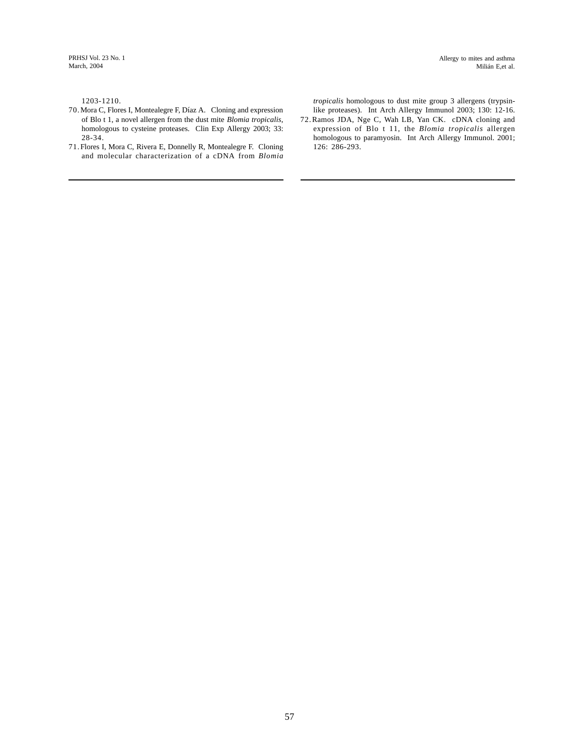1203-1210.

70. Mora C, Flores I, Montealegre F, Díaz A. Cloning and expression of Blo t 1, a novel allergen from the dust mite *Blomia tropicalis*, homologous to cysteine proteases. Clin Exp Allergy 2003; 33: 28-34.

71. Flores I, Mora C, Rivera E, Donnelly R, Montealegre F. Cloning and molecular characterization of a cDNA from *Blomia tropicalis* homologous to dust mite group 3 allergens (trypsin-like proteases). Int Arch Allergy Immunol 2003; 130: 12-16.

72. Ramos JDA, Nge C, Wah LB, Yan CK. cDNA cloning and expression of Blo t 11, the *Blomia tropicalis* allergen homologous to paramyosin. Int Arch Allergy Immunol. 2001; 126: 286-293.